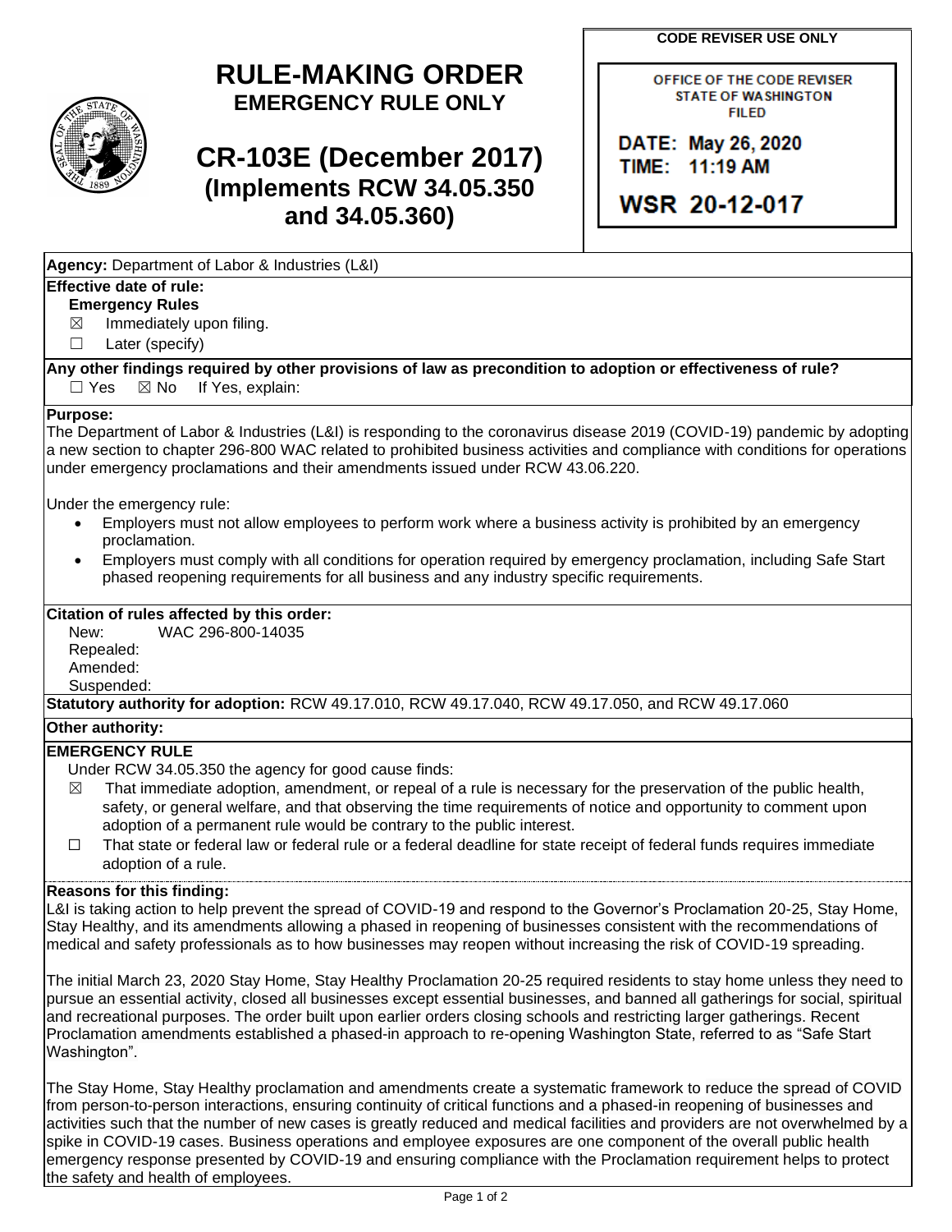# RULE-MAKING ORDER
## EMERGENCY RULE ONLY

# CR-103E (December 2017)
## (Implements RCW 34.05.350 and 34.05.360)

**CODE REVISER USE ONLY**

OFFICE OF THE CODE REVISER
STATE OF WASHINGTON
FILED

DATE: May 26, 2020
TIME: 11:19 AM

WSR 20-12-017

**Agency:** Department of Labor & Industries (L&I)

**Effective date of rule:**

**Emergency Rules**

☒ Immediately upon filing.

☐ Later (specify)

**Any other findings required by other provisions of law as precondition to adoption or effectiveness of rule?**

☐ Yes ☒ No If Yes, explain:

**Purpose:**

The Department of Labor & Industries (L&I) is responding to the coronavirus disease 2019 (COVID-19) pandemic by adopting a new section to chapter 296-800 WAC related to prohibited business activities and compliance with conditions for operations under emergency proclamations and their amendments issued under RCW 43.06.220.

Under the emergency rule:

- Employers must not allow employees to perform work where a business activity is prohibited by an emergency proclamation.
- Employers must comply with all conditions for operation required by emergency proclamation, including Safe Start phased reopening requirements for all business and any industry specific requirements.

**Citation of rules affected by this order:**

New: WAC 296-800-14035

Repealed:

Amended:

Suspended:

**Statutory authority for adoption:** RCW 49.17.010, RCW 49.17.040, RCW 49.17.050, and RCW 49.17.060

**Other authority:**

**EMERGENCY RULE**

Under RCW 34.05.350 the agency for good cause finds:

☒ That immediate adoption, amendment, or repeal of a rule is necessary for the preservation of the public health, safety, or general welfare, and that observing the time requirements of notice and opportunity to comment upon adoption of a permanent rule would be contrary to the public interest.

☐ That state or federal law or federal rule or a federal deadline for state receipt of federal funds requires immediate adoption of a rule.

**Reasons for this finding:**

L&I is taking action to help prevent the spread of COVID-19 and respond to the Governor's Proclamation 20-25, Stay Home, Stay Healthy, and its amendments allowing a phased in reopening of businesses consistent with the recommendations of medical and safety professionals as to how businesses may reopen without increasing the risk of COVID-19 spreading.

The initial March 23, 2020 Stay Home, Stay Healthy Proclamation 20-25 required residents to stay home unless they need to pursue an essential activity, closed all businesses except essential businesses, and banned all gatherings for social, spiritual and recreational purposes. The order built upon earlier orders closing schools and restricting larger gatherings. Recent Proclamation amendments established a phased-in approach to re-opening Washington State, referred to as "Safe Start Washington".

The Stay Home, Stay Healthy proclamation and amendments create a systematic framework to reduce the spread of COVID from person-to-person interactions, ensuring continuity of critical functions and a phased-in reopening of businesses and activities such that the number of new cases is greatly reduced and medical facilities and providers are not overwhelmed by a spike in COVID-19 cases. Business operations and employee exposures are one component of the overall public health emergency response presented by COVID-19 and ensuring compliance with the Proclamation requirement helps to protect the safety and health of employees.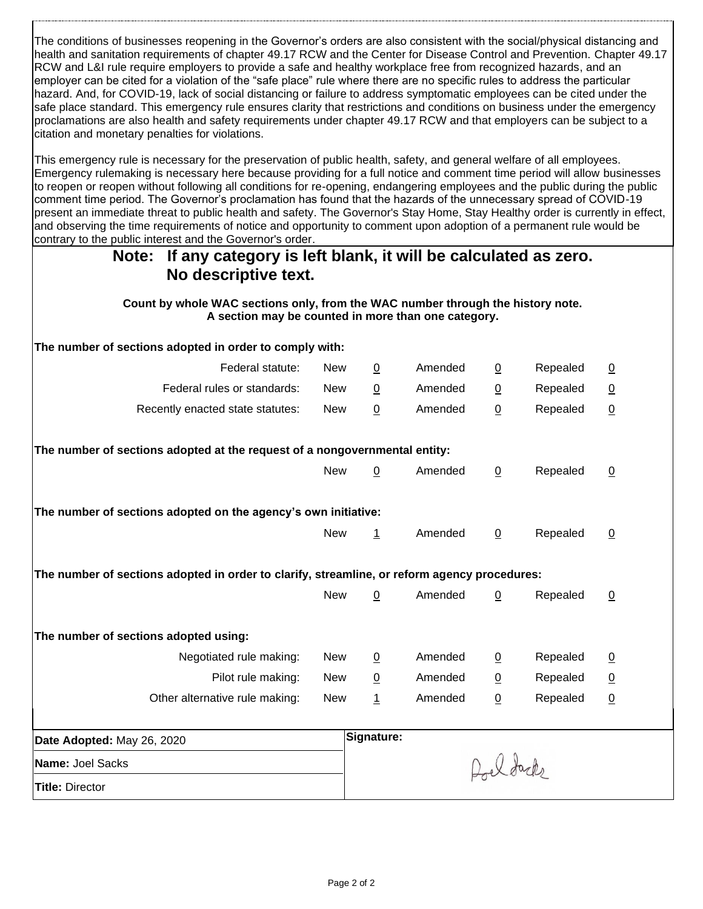The conditions of businesses reopening in the Governor's orders are also consistent with the social/physical distancing and health and sanitation requirements of chapter 49.17 RCW and the Center for Disease Control and Prevention. Chapter 49.17 RCW and L&I rule require employers to provide a safe and healthy workplace free from recognized hazards, and an employer can be cited for a violation of the "safe place" rule where there are no specific rules to address the particular hazard. And, for COVID-19, lack of social distancing or failure to address symptomatic employees can be cited under the safe place standard. This emergency rule ensures clarity that restrictions and conditions on business under the emergency proclamations are also health and safety requirements under chapter 49.17 RCW and that employers can be subject to a citation and monetary penalties for violations.

This emergency rule is necessary for the preservation of public health, safety, and general welfare of all employees. Emergency rulemaking is necessary here because providing for a full notice and comment time period will allow businesses to reopen or reopen without following all conditions for re-opening, endangering employees and the public during the public comment time period. The Governor's proclamation has found that the hazards of the unnecessary spread of COVID-19 present an immediate threat to public health and safety. The Governor's Stay Home, Stay Healthy order is currently in effect, and observing the time requirements of notice and opportunity to comment upon adoption of a permanent rule would be contrary to the public interest and the Governor's order.

## Note: If any category is left blank, it will be calculated as zero. No descriptive text.

**Count by whole WAC sections only, from the WAC number through the history note. A section may be counted in more than one category.**

**The number of sections adopted in order to comply with:**

| | | | | | | |
|---|---|---|---|---|---|---|
| Federal statute: | New | 0 | Amended | 0 | Repealed | 0 |
| Federal rules or standards: | New | 0 | Amended | 0 | Repealed | 0 |
| Recently enacted state statutes: | New | 0 | Amended | 0 | Repealed | 0 |

**The number of sections adopted at the request of a nongovernmental entity:**

| | | | | | |
|---|---|---|---|---|---|
| New | 0 | Amended | 0 | Repealed | 0 |

**The number of sections adopted on the agency's own initiative:**

| | | | | | |
|---|---|---|---|---|---|
| New | 1 | Amended | 0 | Repealed | 0 |

**The number of sections adopted in order to clarify, streamline, or reform agency procedures:**

| | | | | | |
|---|---|---|---|---|---|
| New | 0 | Amended | 0 | Repealed | 0 |

**The number of sections adopted using:**

| | | | | | | |
|---|---|---|---|---|---|---|
| Negotiated rule making: | New | 0 | Amended | 0 | Repealed | 0 |
| Pilot rule making: | New | 0 | Amended | 0 | Repealed | 0 |
| Other alternative rule making: | New | 1 | Amended | 0 | Repealed | 0 |

| | |
|---|---|
| **Date Adopted:** May 26, 2020 | **Signature:** |
| **Name:** Joel Sacks | Joel Sacks |
| **Title:** Director | |